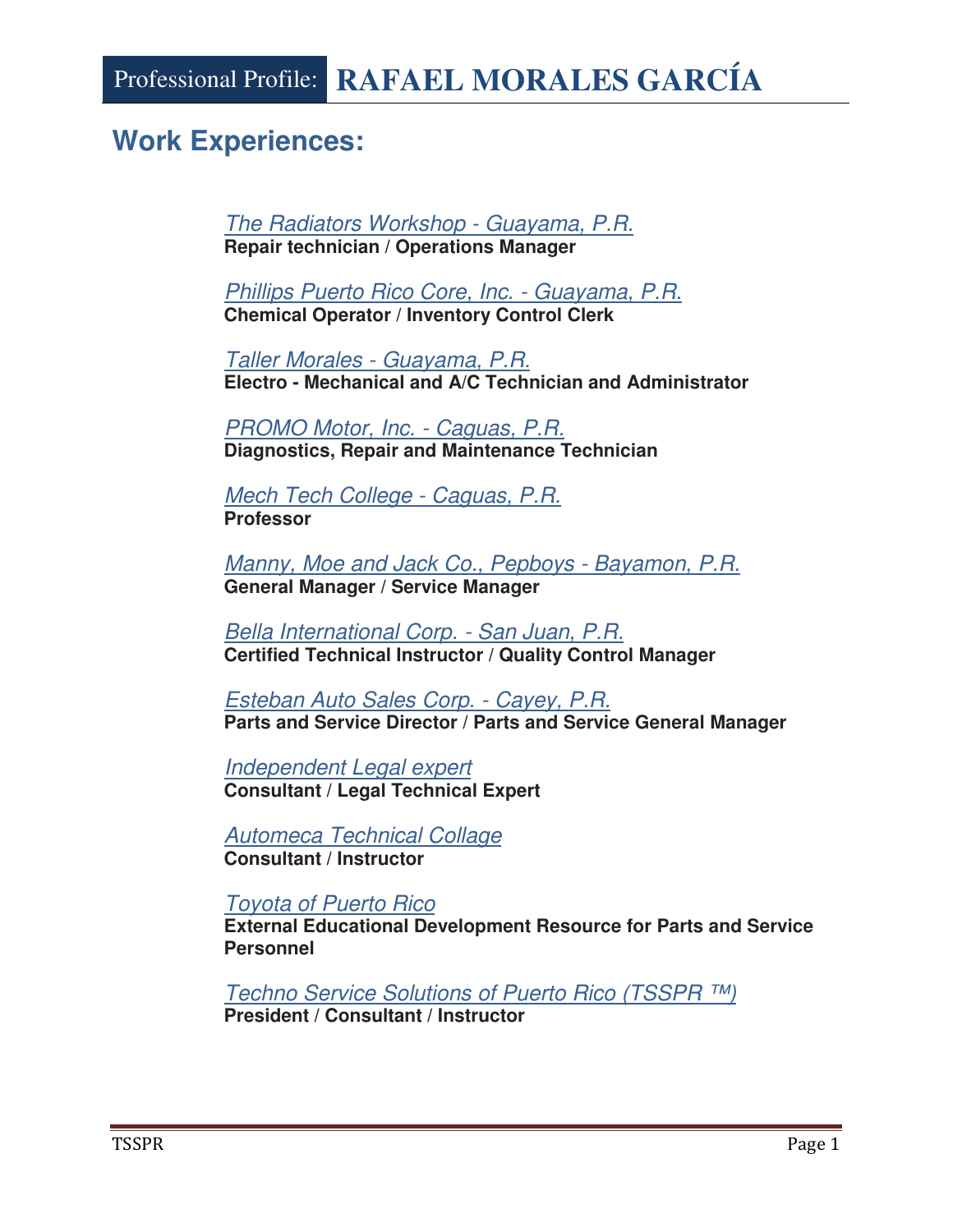# Professional Profile: RAFAEL MORALES GARCÍA

## Work Experiences:

*The Radiators Workshop - Guayama, P.R.*
**Repair technician / Operations Manager**

*Phillips Puerto Rico Core, Inc. - Guayama, P.R.*
**Chemical Operator / Inventory Control Clerk**

*Taller Morales - Guayama, P.R.*
**Electro - Mechanical and A/C Technician and Administrator**

*PROMO Motor, Inc. - Caguas, P.R.*
**Diagnostics, Repair and Maintenance Technician**

*Mech Tech College - Caguas, P.R.*
**Professor**

*Manny, Moe and Jack Co., Pepboys - Bayamon, P.R.*
**General Manager / Service Manager**

*Bella International Corp. - San Juan, P.R.*
**Certified Technical Instructor / Quality Control Manager**

*Esteban Auto Sales Corp. - Cayey, P.R.*
**Parts and Service Director / Parts and Service General Manager**

*Independent Legal expert*
**Consultant / Legal Technical Expert**

*Automeca Technical Collage*
**Consultant / Instructor**

*Toyota of Puerto Rico*
**External Educational Development Resource for Parts and Service Personnel**

*Techno Service Solutions of Puerto Rico (TSSPR ™)*
**President / Consultant / Instructor**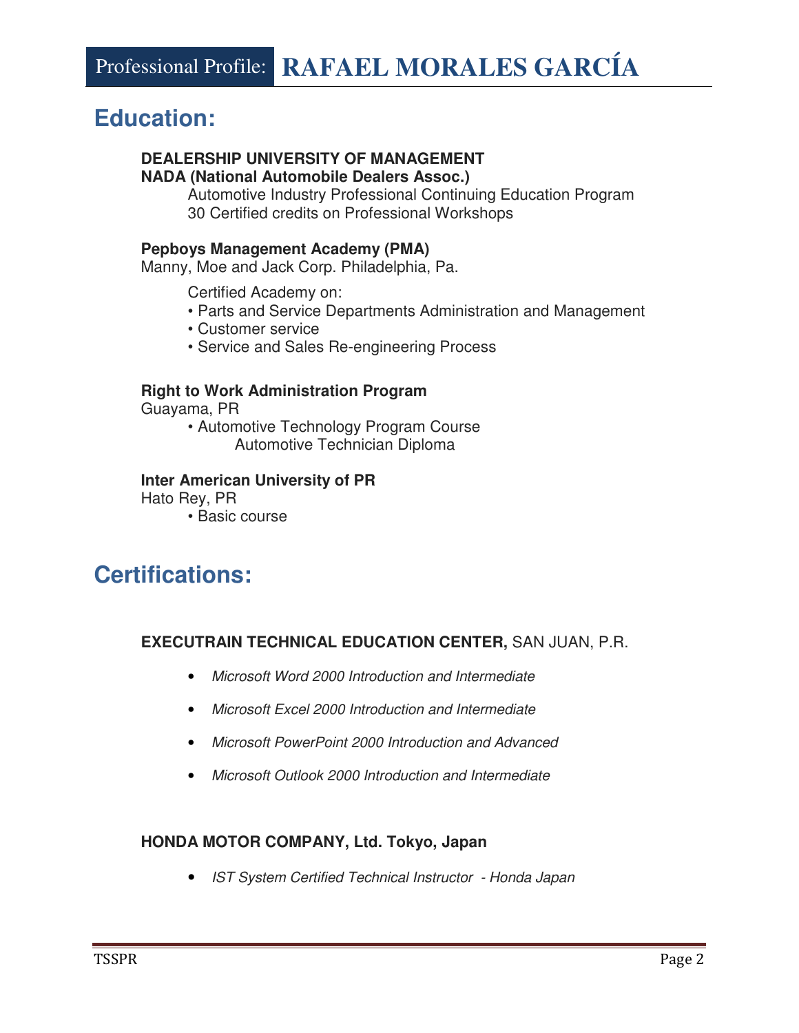# Professional Profile: RAFAEL MORALES GARCÍA

## Education:

**DEALERSHIP UNIVERSITY OF MANAGEMENT**
**NADA (National Automobile Dealers Assoc.)**

Automotive Industry Professional Continuing Education Program
30 Certified credits on Professional Workshops

**Pepboys Management Academy (PMA)**
Manny, Moe and Jack Corp. Philadelphia, Pa.

Certified Academy on:

- Parts and Service Departments Administration and Management
- Customer service
- Service and Sales Re-engineering Process

**Right to Work Administration Program**
Guayama, PR

- Automotive Technology Program Course
  Automotive Technician Diploma

**Inter American University of PR**
Hato Rey, PR

- Basic course

## Certifications:

**EXECUTRAIN TECHNICAL EDUCATION CENTER,** SAN JUAN, P.R.

- *Microsoft Word 2000 Introduction and Intermediate*
- *Microsoft Excel 2000 Introduction and Intermediate*
- *Microsoft PowerPoint 2000 Introduction and Advanced*
- *Microsoft Outlook 2000 Introduction and Intermediate*

**HONDA MOTOR COMPANY, Ltd. Tokyo, Japan**

- *IST System Certified Technical Instructor - Honda Japan*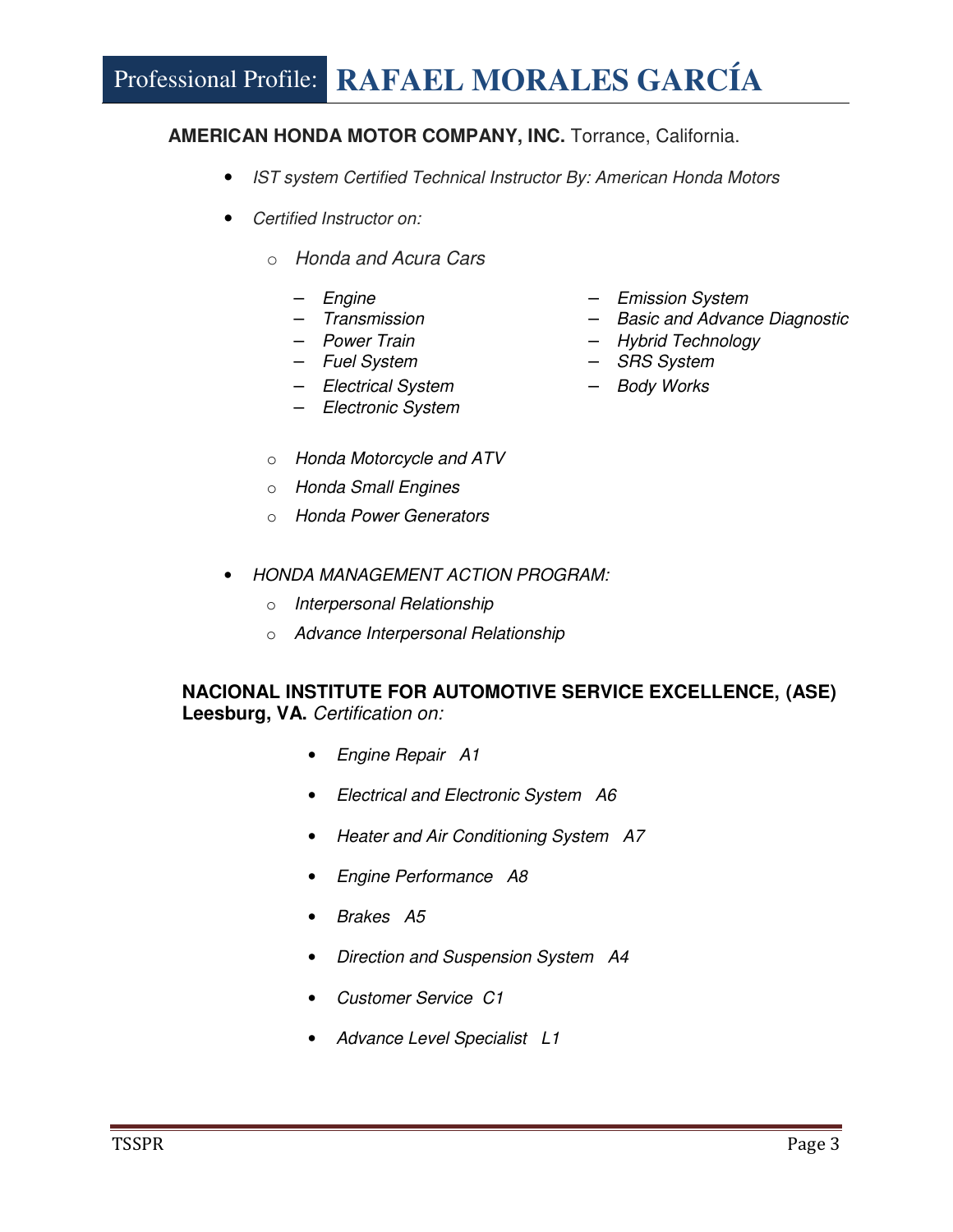# Professional Profile: RAFAEL MORALES GARCÍA

**AMERICAN HONDA MOTOR COMPANY, INC.** Torrance, California.

- *IST system Certified Technical Instructor By: American Honda Motors*
- *Certified Instructor on:*
  - *Honda and Acura Cars*
    - *Engine*
    - *Transmission*
    - *Power Train*
    - *Fuel System*
    - *Electrical System*
    - *Electronic System*
    - *Emission System*
    - *Basic and Advance Diagnostic*
    - *Hybrid Technology*
    - *SRS System*
    - *Body Works*
  - *Honda Motorcycle and ATV*
  - *Honda Small Engines*
  - *Honda Power Generators*
- *HONDA MANAGEMENT ACTION PROGRAM:*
  - *Interpersonal Relationship*
  - *Advance Interpersonal Relationship*

**NACIONAL INSTITUTE FOR AUTOMOTIVE SERVICE EXCELLENCE, (ASE) Leesburg, VA.** *Certification on:*

- *Engine Repair A1*
- *Electrical and Electronic System A6*
- *Heater and Air Conditioning System A7*
- *Engine Performance A8*
- *Brakes A5*
- *Direction and Suspension System A4*
- *Customer Service C1*
- *Advance Level Specialist L1*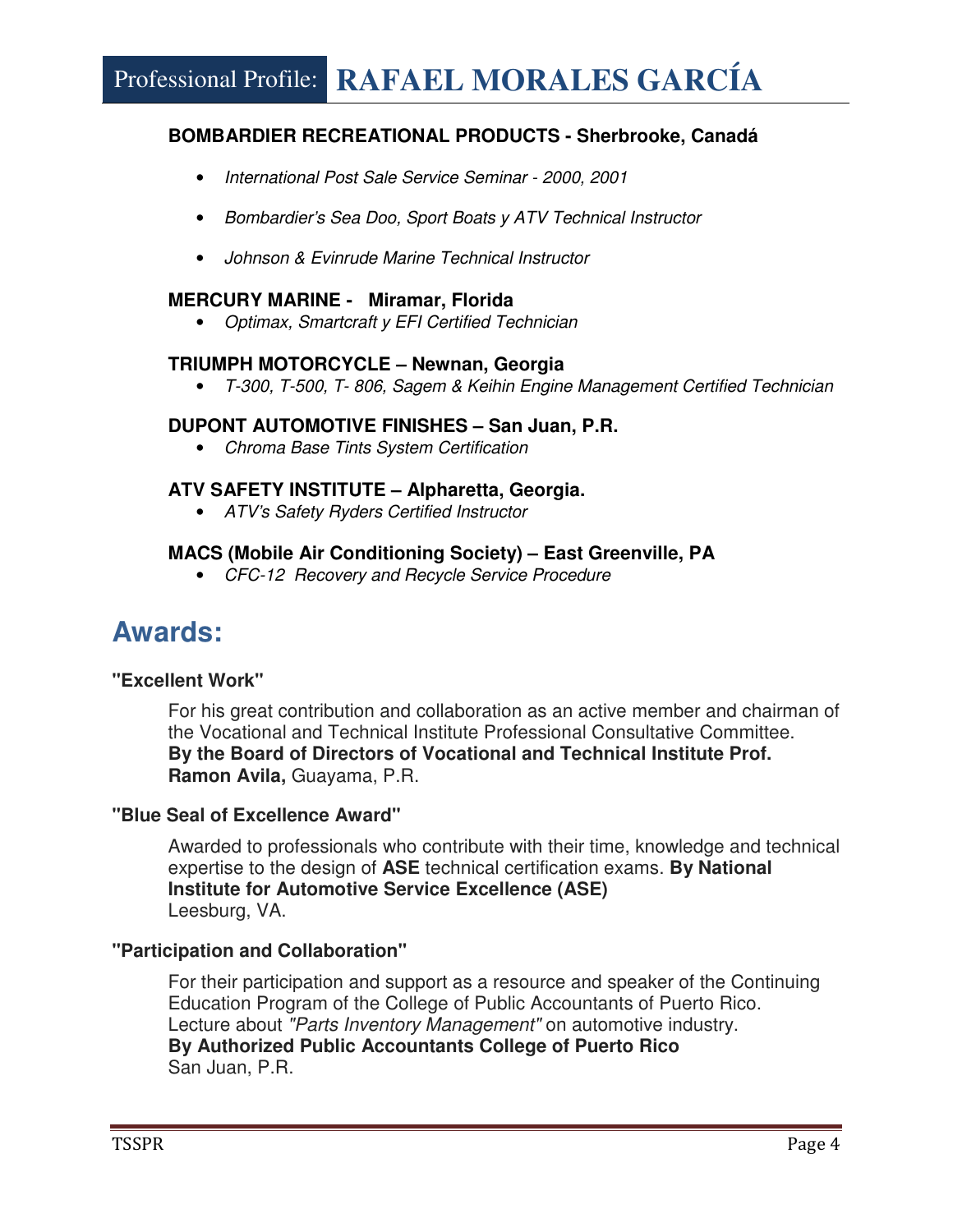# Professional Profile: **RAFAEL MORALES GARCÍA**

### **BOMBARDIER RECREATIONAL PRODUCTS - Sherbrooke, Canadá**

- *International Post Sale Service Seminar - 2000, 2001*
- *Bombardier's Sea Doo, Sport Boats y ATV Technical Instructor*
- *Johnson & Evinrude Marine Technical Instructor*

### **MERCURY MARINE - Miramar, Florida**

- *Optimax, Smartcraft y EFI Certified Technician*

### **TRIUMPH MOTORCYCLE – Newnan, Georgia**

- *T-300, T-500, T- 806, Sagem & Keihin Engine Management Certified Technician*

### **DUPONT AUTOMOTIVE FINISHES – San Juan, P.R.**

- *Chroma Base Tints System Certification*

### **ATV SAFETY INSTITUTE – Alpharetta, Georgia.**

- *ATV's Safety Ryders Certified Instructor*

### **MACS (Mobile Air Conditioning Society) – East Greenville, PA**

- *CFC-12 Recovery and Recycle Service Procedure*

## Awards:

**"Excellent Work"**

For his great contribution and collaboration as an active member and chairman of the Vocational and Technical Institute Professional Consultative Committee. **By the Board of Directors of Vocational and Technical Institute Prof. Ramon Avila,** Guayama, P.R.

**"Blue Seal of Excellence Award"**

Awarded to professionals who contribute with their time, knowledge and technical expertise to the design of **ASE** technical certification exams. **By National Institute for Automotive Service Excellence (ASE)**
Leesburg, VA.

**"Participation and Collaboration"**

For their participation and support as a resource and speaker of the Continuing Education Program of the College of Public Accountants of Puerto Rico. Lecture about *"Parts Inventory Management"* on automotive industry.
**By Authorized Public Accountants College of Puerto Rico**
San Juan, P.R.